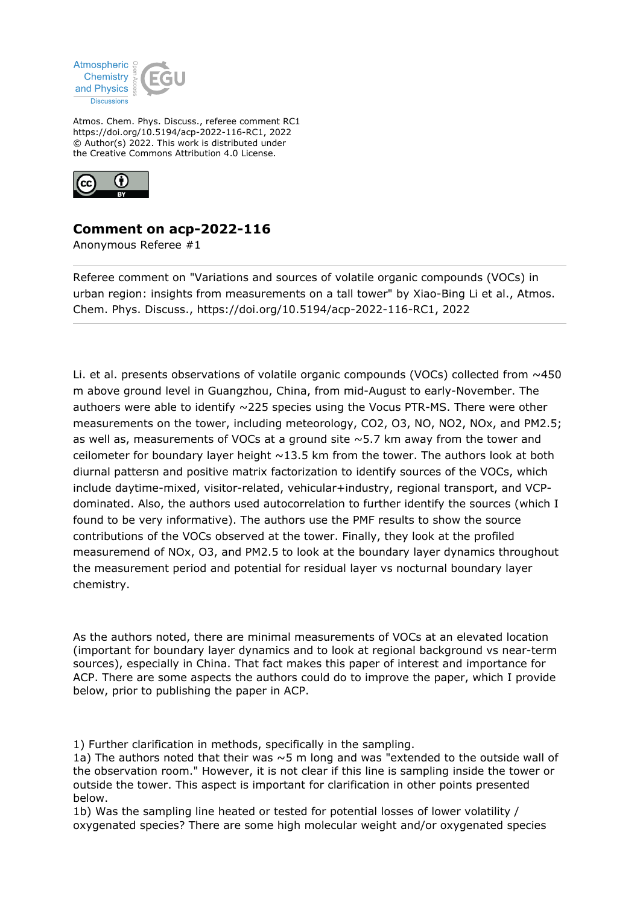Atmos. Chem. Phys. Discuss., referee comment RC1
https://doi.org/10.5194/acp-2022-116-RC1, 2022
© Author(s) 2022. This work is distributed under
the Creative Commons Attribution 4.0 License.

## Comment on acp-2022-116

Anonymous Referee #1

---

Referee comment on "Variations and sources of volatile organic compounds (VOCs) in urban region: insights from measurements on a tall tower" by Xiao-Bing Li et al., Atmos. Chem. Phys. Discuss., https://doi.org/10.5194/acp-2022-116-RC1, 2022

---

Li. et al. presents observations of volatile organic compounds (VOCs) collected from ~450 m above ground level in Guangzhou, China, from mid-August to early-November. The authoers were able to identify ~225 species using the Vocus PTR-MS. There were other measurements on the tower, including meteorology, CO2, O3, NO, NO2, NOx, and PM2.5; as well as, measurements of VOCs at a ground site ~5.7 km away from the tower and ceilometer for boundary layer height ~13.5 km from the tower. The authors look at both diurnal pattersn and positive matrix factorization to identify sources of the VOCs, which include daytime-mixed, visitor-related, vehicular+industry, regional transport, and VCP-dominated. Also, the authors used autocorrelation to further identify the sources (which I found to be very informative). The authors use the PMF results to show the source contributions of the VOCs observed at the tower. Finally, they look at the profiled measuremend of NOx, O3, and PM2.5 to look at the boundary layer dynamics throughout the measurement period and potential for residual layer vs nocturnal boundary layer chemistry.

As the authors noted, there are minimal measurements of VOCs at an elevated location (important for boundary layer dynamics and to look at regional background vs near-term sources), especially in China. That fact makes this paper of interest and importance for ACP. There are some aspects the authors could do to improve the paper, which I provide below, prior to publishing the paper in ACP.

1) Further clarification in methods, specifically in the sampling.
1a) The authors noted that their was ~5 m long and was "extended to the outside wall of the observation room." However, it is not clear if this line is sampling inside the tower or outside the tower. This aspect is important for clarification in other points presented below.
1b) Was the sampling line heated or tested for potential losses of lower volatility / oxygenated species? There are some high molecular weight and/or oxygenated species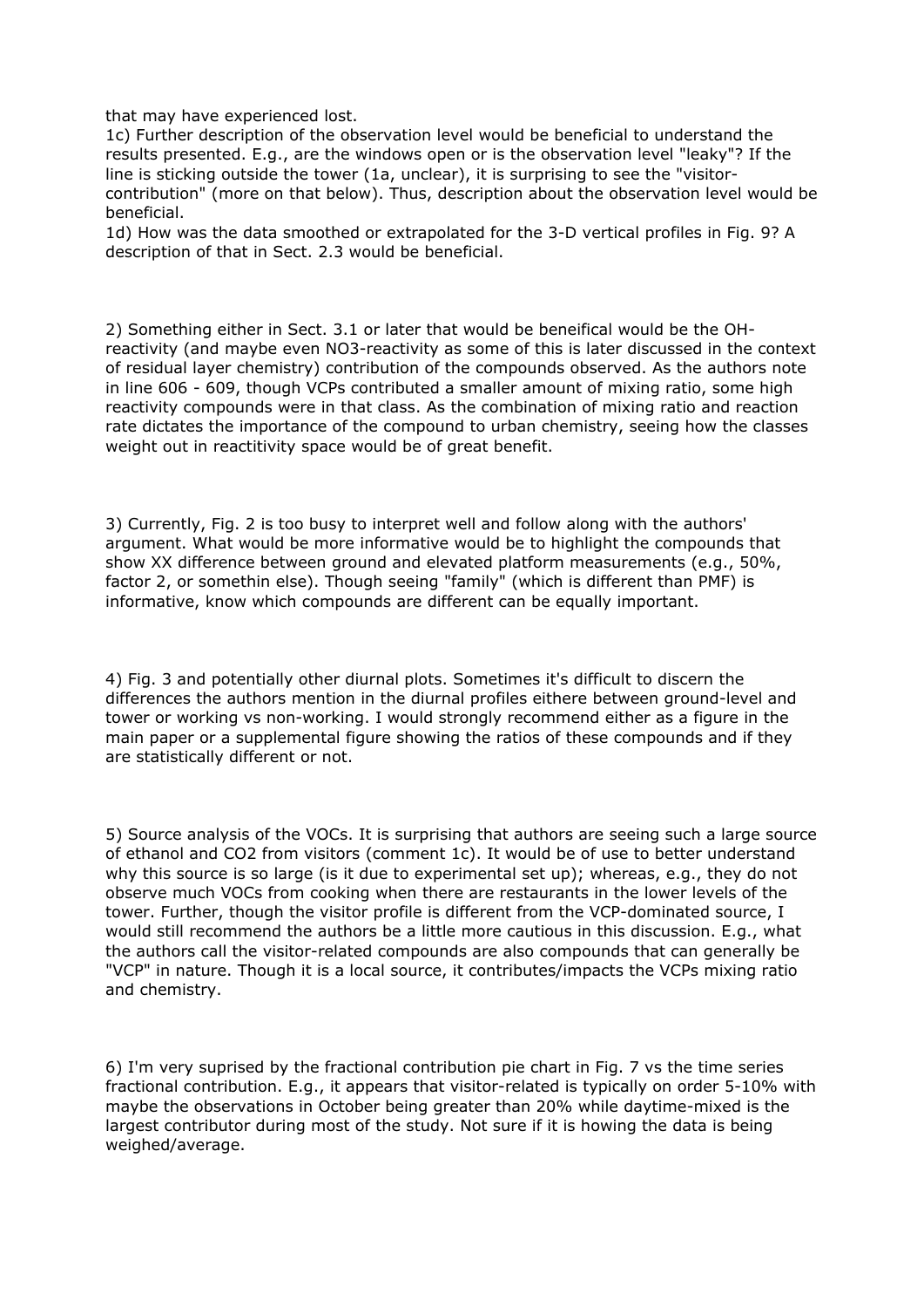that may have experienced lost.

1c) Further description of the observation level would be beneficial to understand the results presented. E.g., are the windows open or is the observation level "leaky"? If the line is sticking outside the tower (1a, unclear), it is surprising to see the "visitor-contribution" (more on that below). Thus, description about the observation level would be beneficial.

1d) How was the data smoothed or extrapolated for the 3-D vertical profiles in Fig. 9? A description of that in Sect. 2.3 would be beneficial.

2) Something either in Sect. 3.1 or later that would be beneifical would be the OH-reactivity (and maybe even NO3-reactivity as some of this is later discussed in the context of residual layer chemistry) contribution of the compounds observed. As the authors note in line 606 - 609, though VCPs contributed a smaller amount of mixing ratio, some high reactivity compounds were in that class. As the combination of mixing ratio and reaction rate dictates the importance of the compound to urban chemistry, seeing how the classes weight out in reactitivity space would be of great benefit.

3) Currently, Fig. 2 is too busy to interpret well and follow along with the authors' argument. What would be more informative would be to highlight the compounds that show XX difference between ground and elevated platform measurements (e.g., 50%, factor 2, or somethin else). Though seeing "family" (which is different than PMF) is informative, know which compounds are different can be equally important.

4) Fig. 3 and potentially other diurnal plots. Sometimes it's difficult to discern the differences the authors mention in the diurnal profiles eithere between ground-level and tower or working vs non-working. I would strongly recommend either as a figure in the main paper or a supplemental figure showing the ratios of these compounds and if they are statistically different or not.

5) Source analysis of the VOCs. It is surprising that authors are seeing such a large source of ethanol and CO2 from visitors (comment 1c). It would be of use to better understand why this source is so large (is it due to experimental set up); whereas, e.g., they do not observe much VOCs from cooking when there are restaurants in the lower levels of the tower. Further, though the visitor profile is different from the VCP-dominated source, I would still recommend the authors be a little more cautious in this discussion. E.g., what the authors call the visitor-related compounds are also compounds that can generally be "VCP" in nature. Though it is a local source, it contributes/impacts the VCPs mixing ratio and chemistry.

6) I'm very suprised by the fractional contribution pie chart in Fig. 7 vs the time series fractional contribution. E.g., it appears that visitor-related is typically on order 5-10% with maybe the observations in October being greater than 20% while daytime-mixed is the largest contributor during most of the study. Not sure if it is howing the data is being weighed/average.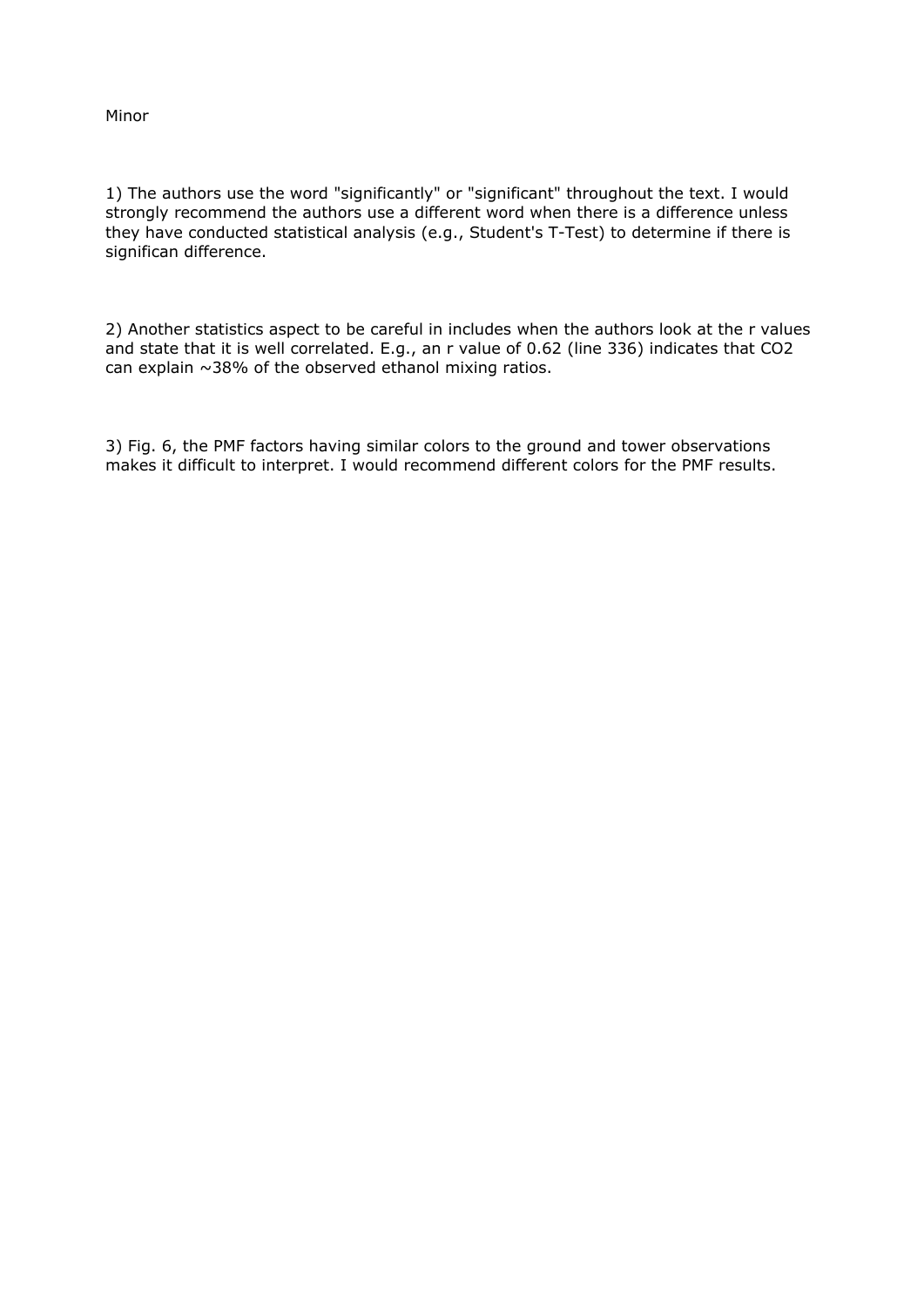Minor

1) The authors use the word "significantly" or "significant" throughout the text. I would strongly recommend the authors use a different word when there is a difference unless they have conducted statistical analysis (e.g., Student's T-Test) to determine if there is significan difference.

2) Another statistics aspect to be careful in includes when the authors look at the r values and state that it is well correlated. E.g., an r value of 0.62 (line 336) indicates that $CO_2$ can explain ~38% of the observed ethanol mixing ratios.

3) Fig. 6, the PMF factors having similar colors to the ground and tower observations makes it difficult to interpret. I would recommend different colors for the PMF results.